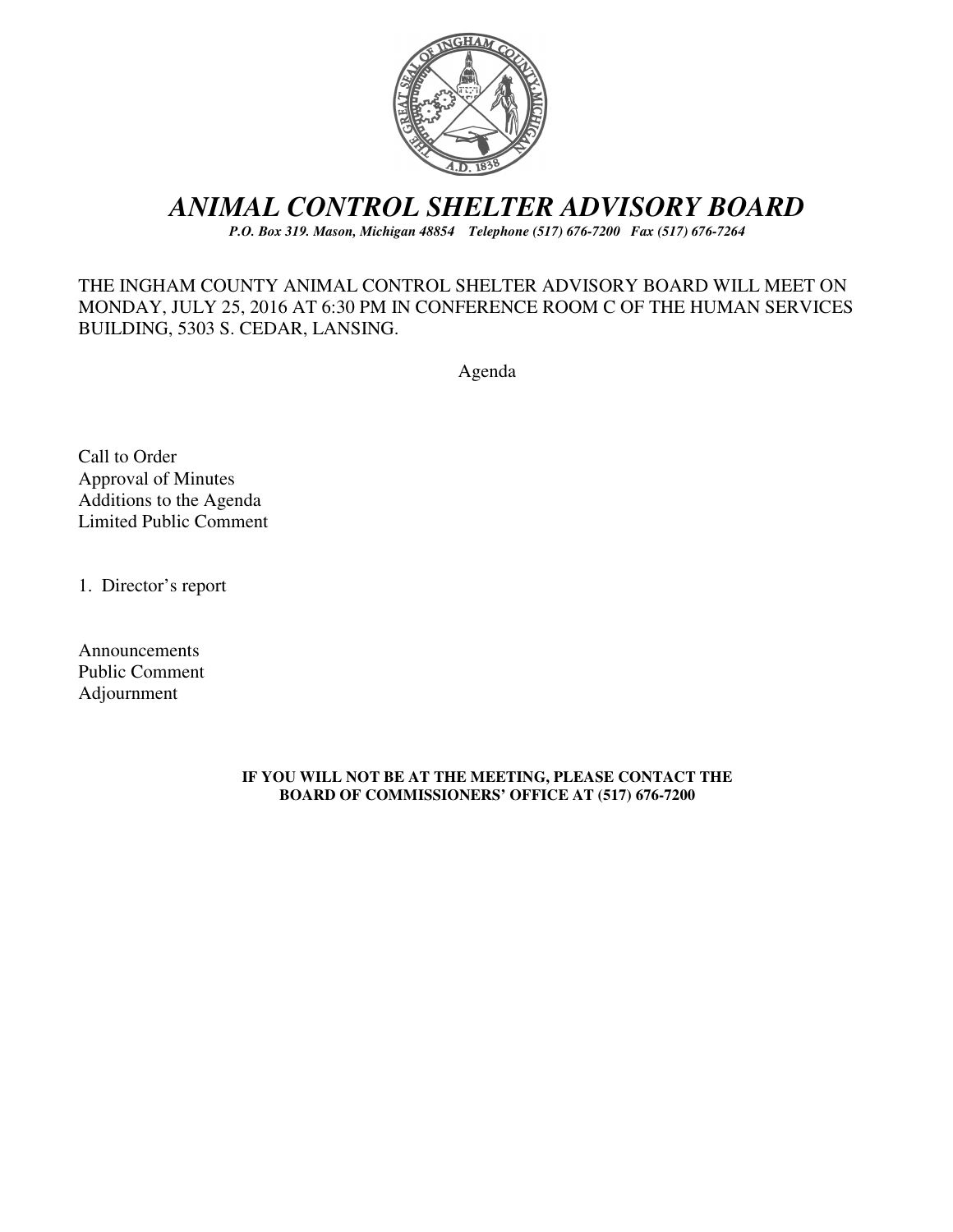# *ANIMAL CONTROL SHELTER ADVISORY BOARD*

***P.O. Box 319. Mason, Michigan 48854 Telephone (517) 676-7200 Fax (517) 676-7264***

THE INGHAM COUNTY ANIMAL CONTROL SHELTER ADVISORY BOARD WILL MEET ON MONDAY, JULY 25, 2016 AT 6:30 PM IN CONFERENCE ROOM C OF THE HUMAN SERVICES BUILDING, 5303 S. CEDAR, LANSING.

Agenda

Call to Order
Approval of Minutes
Additions to the Agenda
Limited Public Comment

1. Director's report

Announcements
Public Comment
Adjournment

**IF YOU WILL NOT BE AT THE MEETING, PLEASE CONTACT THE BOARD OF COMMISSIONERS' OFFICE AT (517) 676-7200**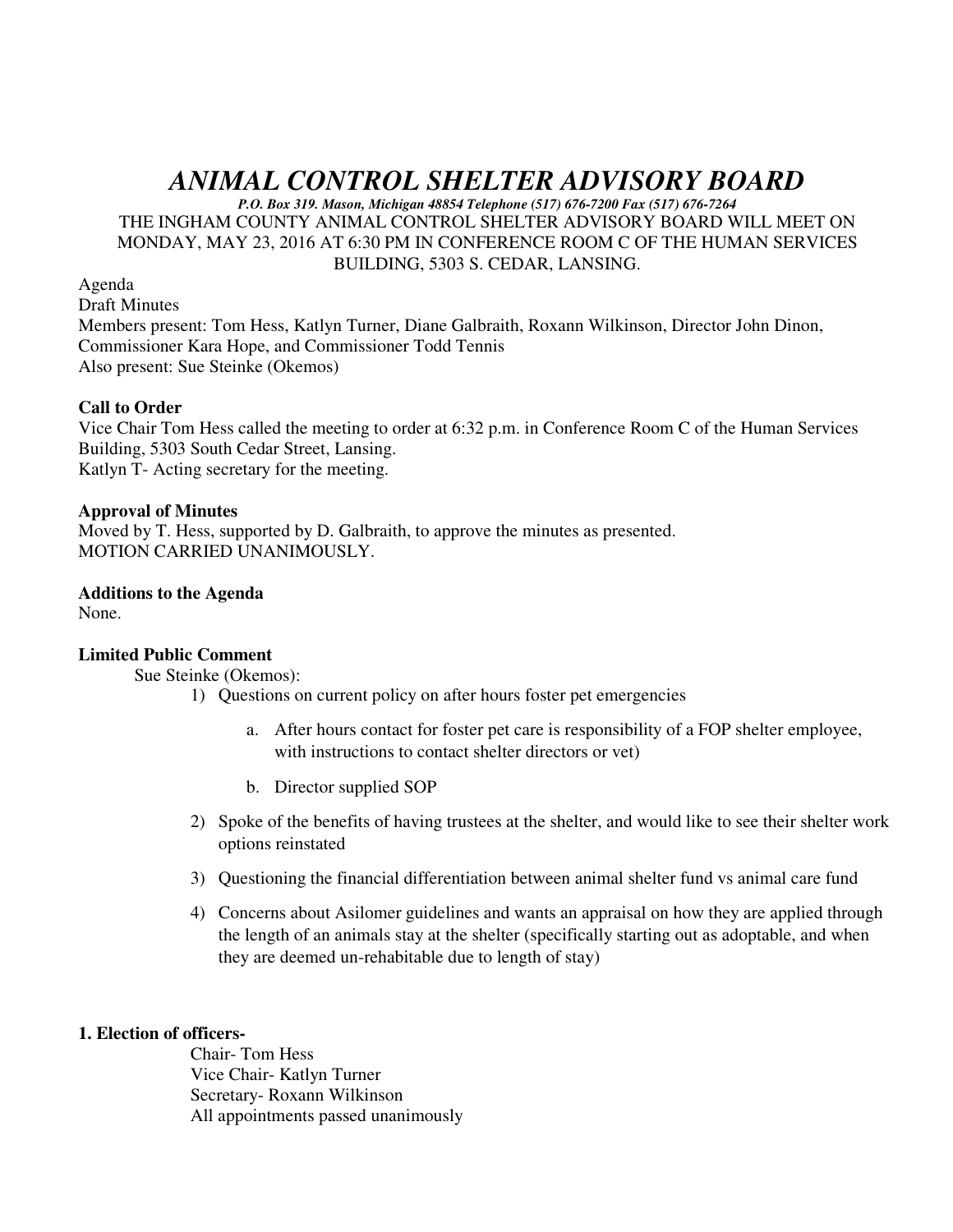# *ANIMAL CONTROL SHELTER ADVISORY BOARD*

***P.O. Box 319. Mason, Michigan 48854 Telephone (517) 676-7200 Fax (517) 676-7264***

THE INGHAM COUNTY ANIMAL CONTROL SHELTER ADVISORY BOARD WILL MEET ON MONDAY, MAY 23, 2016 AT 6:30 PM IN CONFERENCE ROOM C OF THE HUMAN SERVICES BUILDING, 5303 S. CEDAR, LANSING.

Agenda
Draft Minutes
Members present: Tom Hess, Katlyn Turner, Diane Galbraith, Roxann Wilkinson, Director John Dinon, Commissioner Kara Hope, and Commissioner Todd Tennis
Also present: Sue Steinke (Okemos)

**Call to Order**
Vice Chair Tom Hess called the meeting to order at 6:32 p.m. in Conference Room C of the Human Services Building, 5303 South Cedar Street, Lansing.
Katlyn T- Acting secretary for the meeting.

**Approval of Minutes**
Moved by T. Hess, supported by D. Galbraith, to approve the minutes as presented.
MOTION CARRIED UNANIMOUSLY.

**Additions to the Agenda**
None.

**Limited Public Comment**

Sue Steinke (Okemos):

1) Questions on current policy on after hours foster pet emergencies
   a. After hours contact for foster pet care is responsibility of a FOP shelter employee, with instructions to contact shelter directors or vet)
   b. Director supplied SOP
2) Spoke of the benefits of having trustees at the shelter, and would like to see their shelter work options reinstated
3) Questioning the financial differentiation between animal shelter fund vs animal care fund
4) Concerns about Asilomer guidelines and wants an appraisal on how they are applied through the length of an animals stay at the shelter (specifically starting out as adoptable, and when they are deemed un-rehabitable due to length of stay)

**1. Election of officers-**

Chair- Tom Hess
Vice Chair- Katlyn Turner
Secretary- Roxann Wilkinson
All appointments passed unanimously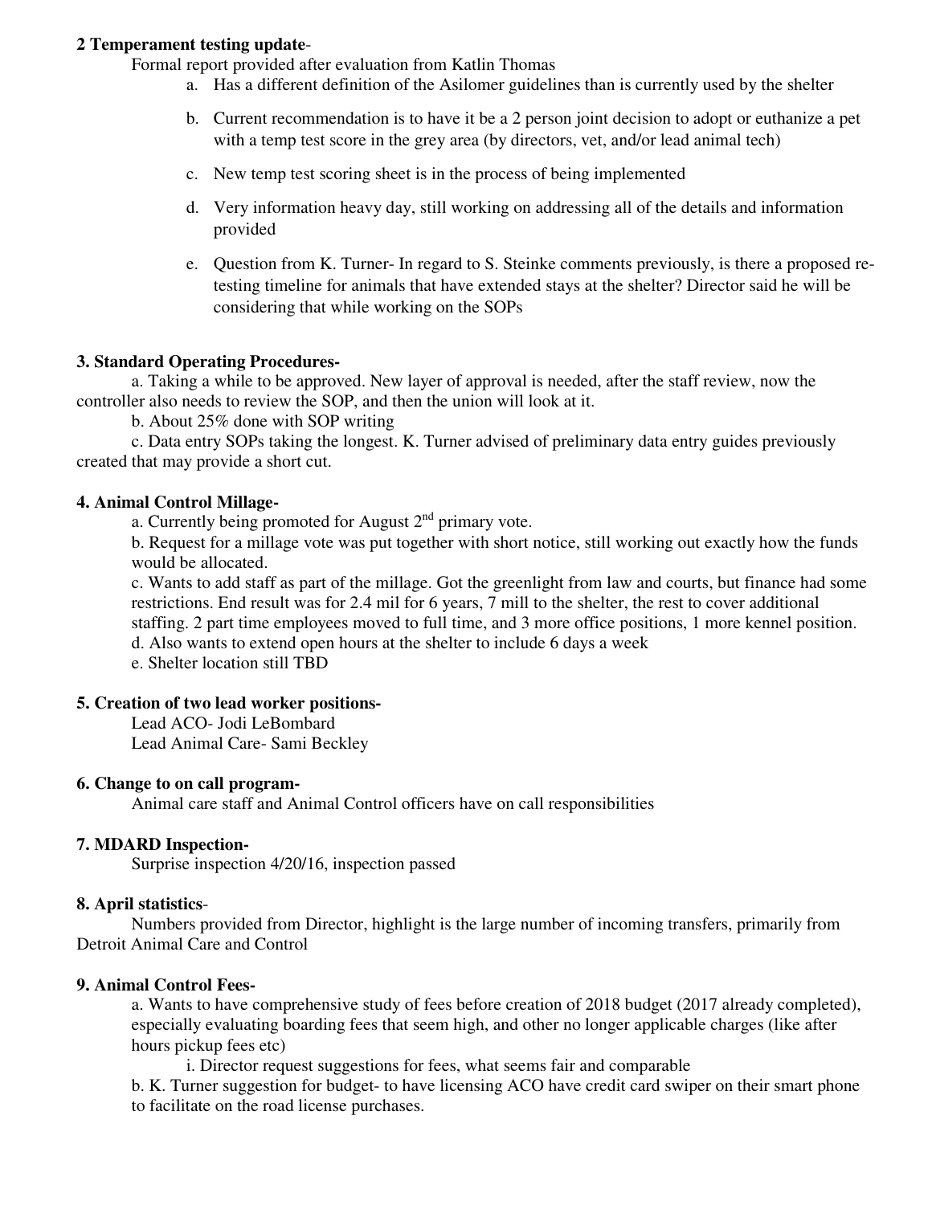**2 Temperament testing update**-

Formal report provided after evaluation from Katlin Thomas

a. Has a different definition of the Asilomer guidelines than is currently used by the shelter

b. Current recommendation is to have it be a 2 person joint decision to adopt or euthanize a pet with a temp test score in the grey area (by directors, vet, and/or lead animal tech)

c. New temp test scoring sheet is in the process of being implemented

d. Very information heavy day, still working on addressing all of the details and information provided

e. Question from K. Turner- In regard to S. Steinke comments previously, is there a proposed re-testing timeline for animals that have extended stays at the shelter? Director said he will be considering that while working on the SOPs

**3. Standard Operating Procedures-**

a. Taking a while to be approved. New layer of approval is needed, after the staff review, now the controller also needs to review the SOP, and then the union will look at it.

b. About 25% done with SOP writing

c. Data entry SOPs taking the longest. K. Turner advised of preliminary data entry guides previously created that may provide a short cut.

**4. Animal Control Millage-**

a. Currently being promoted for August 2nd primary vote.

b. Request for a millage vote was put together with short notice, still working out exactly how the funds would be allocated.

c. Wants to add staff as part of the millage. Got the greenlight from law and courts, but finance had some restrictions. End result was for 2.4 mil for 6 years, 7 mill to the shelter, the rest to cover additional staffing. 2 part time employees moved to full time, and 3 more office positions, 1 more kennel position.

d. Also wants to extend open hours at the shelter to include 6 days a week

e. Shelter location still TBD

**5. Creation of two lead worker positions-**

Lead ACO- Jodi LeBombard
Lead Animal Care- Sami Beckley

**6. Change to on call program-**

Animal care staff and Animal Control officers have on call responsibilities

**7. MDARD Inspection-**

Surprise inspection 4/20/16, inspection passed

**8. April statistics**-

Numbers provided from Director, highlight is the large number of incoming transfers, primarily from Detroit Animal Care and Control

**9. Animal Control Fees-**

a. Wants to have comprehensive study of fees before creation of 2018 budget (2017 already completed), especially evaluating boarding fees that seem high, and other no longer applicable charges (like after hours pickup fees etc)

i. Director request suggestions for fees, what seems fair and comparable

b. K. Turner suggestion for budget- to have licensing ACO have credit card swiper on their smart phone to facilitate on the road license purchases.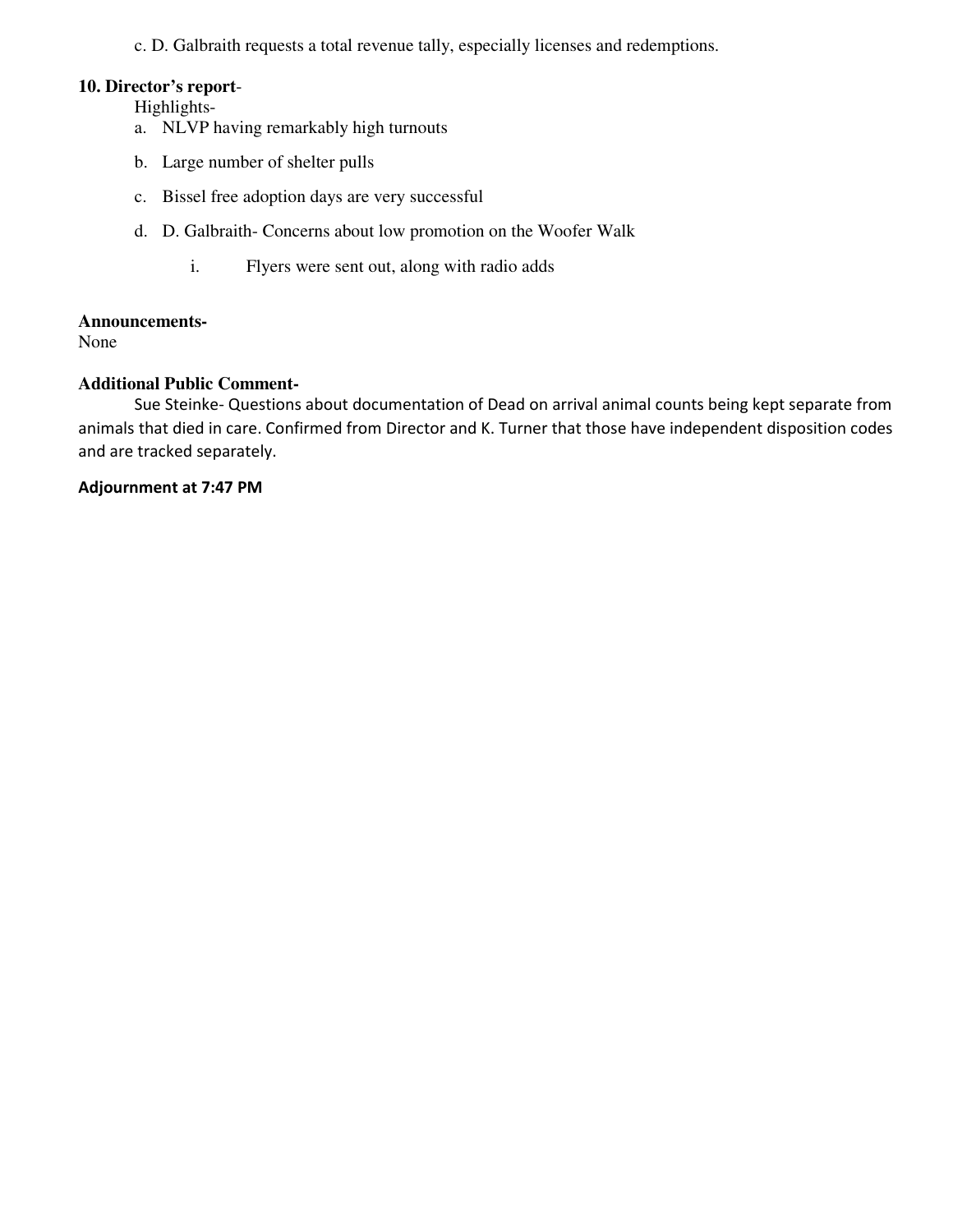c. D. Galbraith requests a total revenue tally, especially licenses and redemptions.

**10. Director's report**-

Highlights-

a. NLVP having remarkably high turnouts

b. Large number of shelter pulls

c. Bissel free adoption days are very successful

d. D. Galbraith- Concerns about low promotion on the Woofer Walk

   i. Flyers were sent out, along with radio adds

**Announcements-**

None

**Additional Public Comment-**

Sue Steinke- Questions about documentation of Dead on arrival animal counts being kept separate from animals that died in care. Confirmed from Director and K. Turner that those have independent disposition codes and are tracked separately.

**Adjournment at 7:47 PM**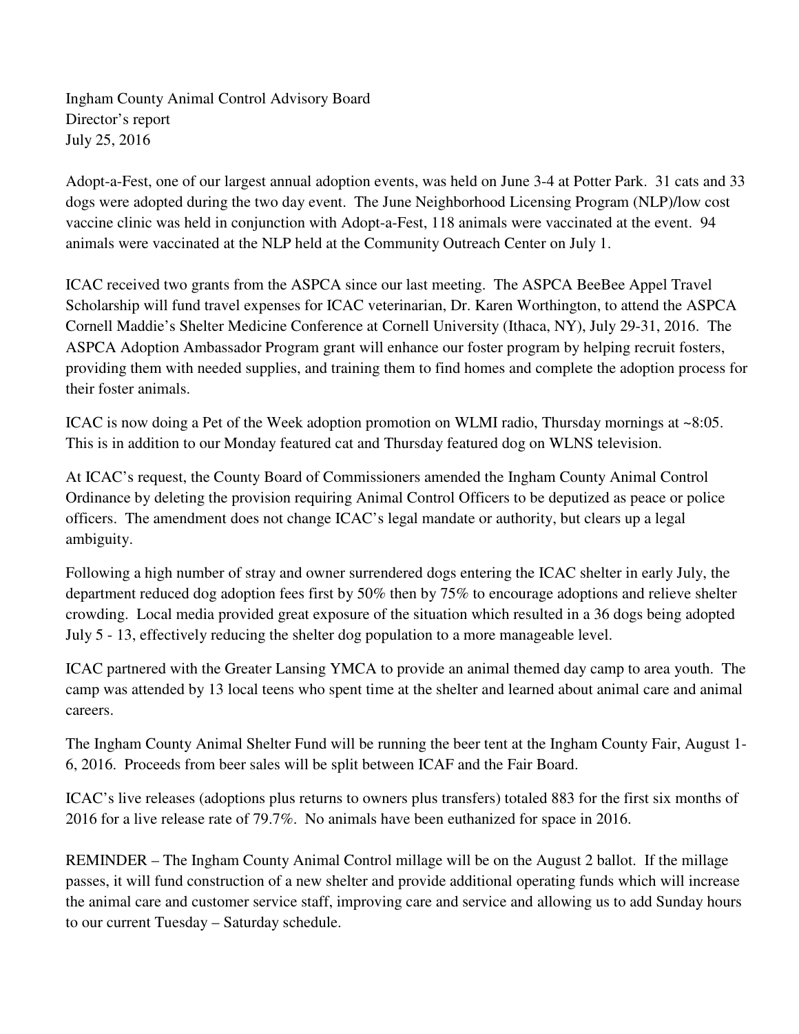Ingham County Animal Control Advisory Board
Director's report
July 25, 2016

Adopt-a-Fest, one of our largest annual adoption events, was held on June 3-4 at Potter Park. 31 cats and 33 dogs were adopted during the two day event. The June Neighborhood Licensing Program (NLP)/low cost vaccine clinic was held in conjunction with Adopt-a-Fest, 118 animals were vaccinated at the event. 94 animals were vaccinated at the NLP held at the Community Outreach Center on July 1.

ICAC received two grants from the ASPCA since our last meeting. The ASPCA BeeBee Appel Travel Scholarship will fund travel expenses for ICAC veterinarian, Dr. Karen Worthington, to attend the ASPCA Cornell Maddie's Shelter Medicine Conference at Cornell University (Ithaca, NY), July 29-31, 2016. The ASPCA Adoption Ambassador Program grant will enhance our foster program by helping recruit fosters, providing them with needed supplies, and training them to find homes and complete the adoption process for their foster animals.

ICAC is now doing a Pet of the Week adoption promotion on WLMI radio, Thursday mornings at ~8:05. This is in addition to our Monday featured cat and Thursday featured dog on WLNS television.

At ICAC's request, the County Board of Commissioners amended the Ingham County Animal Control Ordinance by deleting the provision requiring Animal Control Officers to be deputized as peace or police officers. The amendment does not change ICAC's legal mandate or authority, but clears up a legal ambiguity.

Following a high number of stray and owner surrendered dogs entering the ICAC shelter in early July, the department reduced dog adoption fees first by 50% then by 75% to encourage adoptions and relieve shelter crowding. Local media provided great exposure of the situation which resulted in a 36 dogs being adopted July 5 - 13, effectively reducing the shelter dog population to a more manageable level.

ICAC partnered with the Greater Lansing YMCA to provide an animal themed day camp to area youth. The camp was attended by 13 local teens who spent time at the shelter and learned about animal care and animal careers.

The Ingham County Animal Shelter Fund will be running the beer tent at the Ingham County Fair, August 1-6, 2016. Proceeds from beer sales will be split between ICAF and the Fair Board.

ICAC's live releases (adoptions plus returns to owners plus transfers) totaled 883 for the first six months of 2016 for a live release rate of 79.7%. No animals have been euthanized for space in 2016.

REMINDER – The Ingham County Animal Control millage will be on the August 2 ballot. If the millage passes, it will fund construction of a new shelter and provide additional operating funds which will increase the animal care and customer service staff, improving care and service and allowing us to add Sunday hours to our current Tuesday – Saturday schedule.